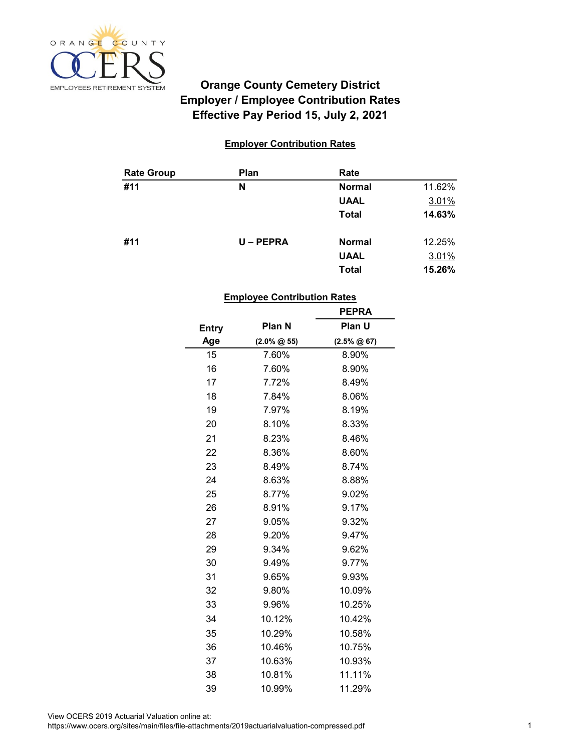# Orange County Cemetery District
## Employer / Employee Contribution Rates
## Effective Pay Period 15, July 2, 2021

### Employer Contribution Rates

| Rate Group | Plan | Rate | |
|---|---|---|---|
| #11 | N | Normal | 11.62% |
| | | UAAL | 3.01% |
| | | Total | **14.63%** |
| #11 | U – PEPRA | Normal | 12.25% |
| | | UAAL | 3.01% |
| | | Total | **15.26%** |

### Employee Contribution Rates

| Entry Age | Plan N (2.0% @ 55) | PEPRA Plan U (2.5% @ 67) |
|---|---|---|
| 15 | 7.60% | 8.90% |
| 16 | 7.60% | 8.90% |
| 17 | 7.72% | 8.49% |
| 18 | 7.84% | 8.06% |
| 19 | 7.97% | 8.19% |
| 20 | 8.10% | 8.33% |
| 21 | 8.23% | 8.46% |
| 22 | 8.36% | 8.60% |
| 23 | 8.49% | 8.74% |
| 24 | 8.63% | 8.88% |
| 25 | 8.77% | 9.02% |
| 26 | 8.91% | 9.17% |
| 27 | 9.05% | 9.32% |
| 28 | 9.20% | 9.47% |
| 29 | 9.34% | 9.62% |
| 30 | 9.49% | 9.77% |
| 31 | 9.65% | 9.93% |
| 32 | 9.80% | 10.09% |
| 33 | 9.96% | 10.25% |
| 34 | 10.12% | 10.42% |
| 35 | 10.29% | 10.58% |
| 36 | 10.46% | 10.75% |
| 37 | 10.63% | 10.93% |
| 38 | 10.81% | 11.11% |
| 39 | 10.99% | 11.29% |

View OCERS 2019 Actuarial Valuation online at:
https://www.ocers.org/sites/main/files/file-attachments/2019actuarialvaluation-compressed.pdf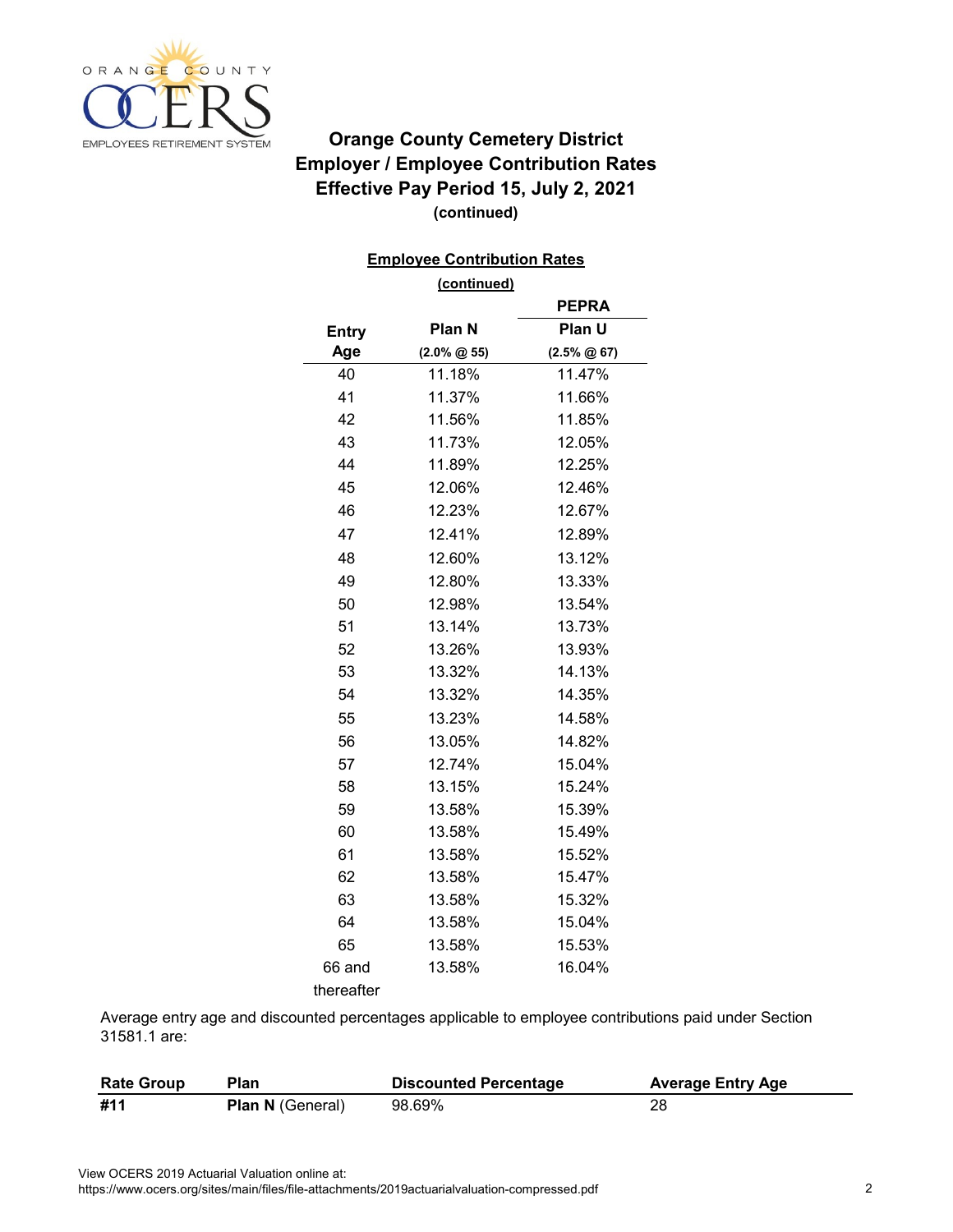## Orange County Cemetery District
## Employer / Employee Contribution Rates
## Effective Pay Period 15, July 2, 2021
**(continued)**

**Employee Contribution Rates**

**(continued)**

| | | PEPRA |
|---|---|---|
| **Entry Age** | **Plan N (2.0% @ 55)** | **Plan U (2.5% @ 67)** |
| 40 | 11.18% | 11.47% |
| 41 | 11.37% | 11.66% |
| 42 | 11.56% | 11.85% |
| 43 | 11.73% | 12.05% |
| 44 | 11.89% | 12.25% |
| 45 | 12.06% | 12.46% |
| 46 | 12.23% | 12.67% |
| 47 | 12.41% | 12.89% |
| 48 | 12.60% | 13.12% |
| 49 | 12.80% | 13.33% |
| 50 | 12.98% | 13.54% |
| 51 | 13.14% | 13.73% |
| 52 | 13.26% | 13.93% |
| 53 | 13.32% | 14.13% |
| 54 | 13.32% | 14.35% |
| 55 | 13.23% | 14.58% |
| 56 | 13.05% | 14.82% |
| 57 | 12.74% | 15.04% |
| 58 | 13.15% | 15.24% |
| 59 | 13.58% | 15.39% |
| 60 | 13.58% | 15.49% |
| 61 | 13.58% | 15.52% |
| 62 | 13.58% | 15.47% |
| 63 | 13.58% | 15.32% |
| 64 | 13.58% | 15.04% |
| 65 | 13.58% | 15.53% |
| 66 and thereafter | 13.58% | 16.04% |

Average entry age and discounted percentages applicable to employee contributions paid under Section 31581.1 are:

| Rate Group | Plan | Discounted Percentage | Average Entry Age |
|---|---|---|---|
| **#11** | **Plan N** (General) | 98.69% | 28 |

View OCERS 2019 Actuarial Valuation online at:
https://www.ocers.org/sites/main/files/file-attachments/2019actuarialvaluation-compressed.pdf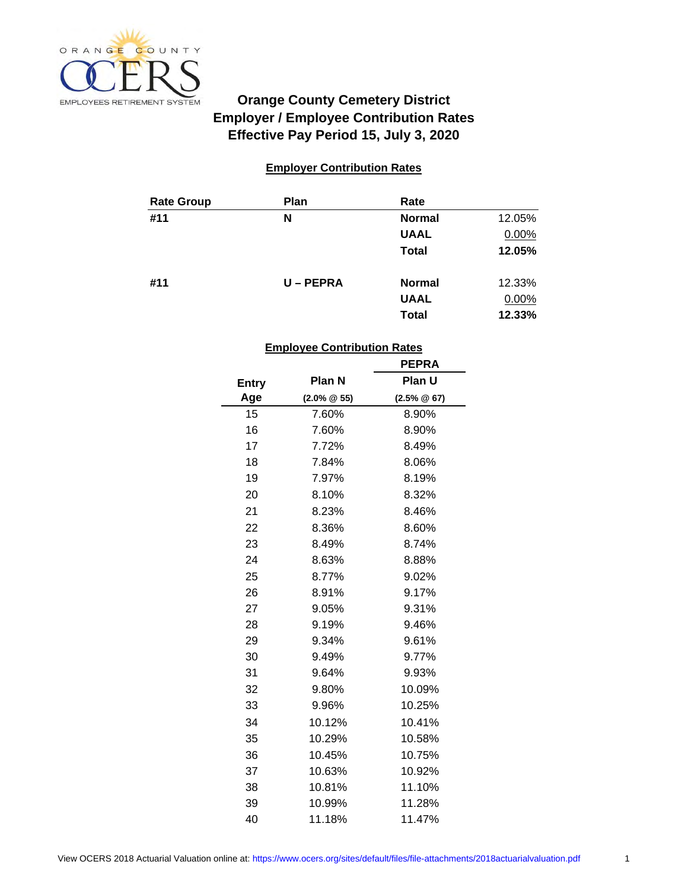# Orange County Cemetery District
## Employer / Employee Contribution Rates
## Effective Pay Period 15, July 3, 2020

### Employer Contribution Rates

| Rate Group | Plan | Rate | |
|---|---|---|---|
| #11 | N | **Normal** | 12.05% |
| | | **UAAL** | 0.00% |
| | | **Total** | **12.05%** |
| #11 | U – PEPRA | **Normal** | 12.33% |
| | | **UAAL** | 0.00% |
| | | **Total** | **12.33%** |

### Employee Contribution Rates

| | | PEPRA |
|---|---|---|
| **Entry Age** | **Plan N (2.0% @ 55)** | **Plan U (2.5% @ 67)** |
| 15 | 7.60% | 8.90% |
| 16 | 7.60% | 8.90% |
| 17 | 7.72% | 8.49% |
| 18 | 7.84% | 8.06% |
| 19 | 7.97% | 8.19% |
| 20 | 8.10% | 8.32% |
| 21 | 8.23% | 8.46% |
| 22 | 8.36% | 8.60% |
| 23 | 8.49% | 8.74% |
| 24 | 8.63% | 8.88% |
| 25 | 8.77% | 9.02% |
| 26 | 8.91% | 9.17% |
| 27 | 9.05% | 9.31% |
| 28 | 9.19% | 9.46% |
| 29 | 9.34% | 9.61% |
| 30 | 9.49% | 9.77% |
| 31 | 9.64% | 9.93% |
| 32 | 9.80% | 10.09% |
| 33 | 9.96% | 10.25% |
| 34 | 10.12% | 10.41% |
| 35 | 10.29% | 10.58% |
| 36 | 10.45% | 10.75% |
| 37 | 10.63% | 10.92% |
| 38 | 10.81% | 11.10% |
| 39 | 10.99% | 11.28% |
| 40 | 11.18% | 11.47% |

View OCERS 2018 Actuarial Valuation online at: https://www.ocers.org/sites/default/files/file-attachments/2018actuarialvaluation.pdf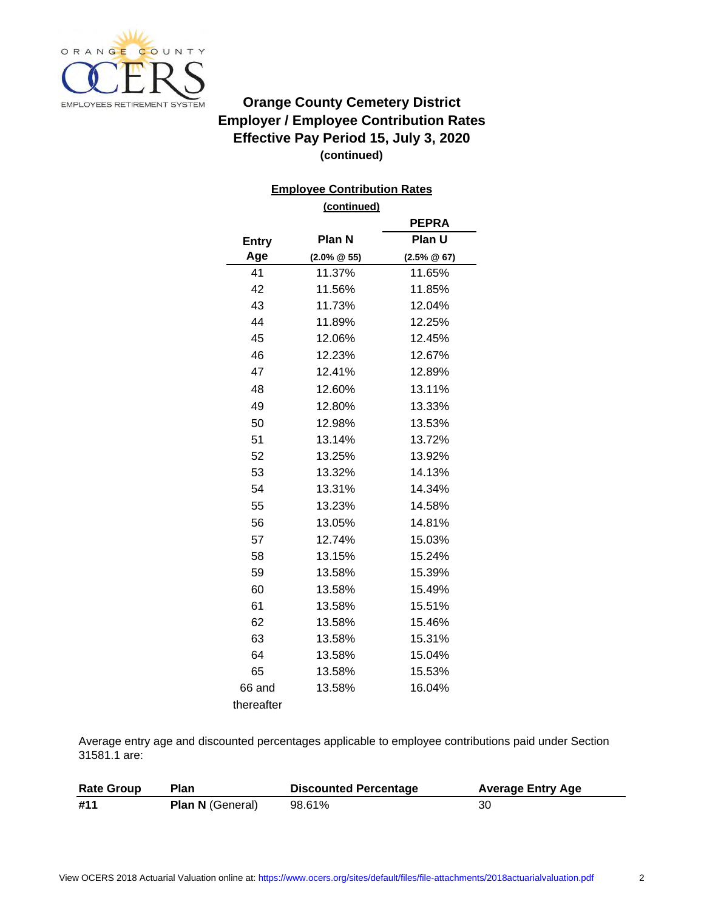# Orange County Cemetery District
## Employer / Employee Contribution Rates
## Effective Pay Period 15, July 3, 2020
**(continued)**

**Employee Contribution Rates**

**(continued)**

| Entry Age | Plan N (2.0% @ 55) | PEPRA Plan U (2.5% @ 67) |
|---|---|---|
| 41 | 11.37% | 11.65% |
| 42 | 11.56% | 11.85% |
| 43 | 11.73% | 12.04% |
| 44 | 11.89% | 12.25% |
| 45 | 12.06% | 12.45% |
| 46 | 12.23% | 12.67% |
| 47 | 12.41% | 12.89% |
| 48 | 12.60% | 13.11% |
| 49 | 12.80% | 13.33% |
| 50 | 12.98% | 13.53% |
| 51 | 13.14% | 13.72% |
| 52 | 13.25% | 13.92% |
| 53 | 13.32% | 14.13% |
| 54 | 13.31% | 14.34% |
| 55 | 13.23% | 14.58% |
| 56 | 13.05% | 14.81% |
| 57 | 12.74% | 15.03% |
| 58 | 13.15% | 15.24% |
| 59 | 13.58% | 15.39% |
| 60 | 13.58% | 15.49% |
| 61 | 13.58% | 15.51% |
| 62 | 13.58% | 15.46% |
| 63 | 13.58% | 15.31% |
| 64 | 13.58% | 15.04% |
| 65 | 13.58% | 15.53% |
| 66 and thereafter | 13.58% | 16.04% |

Average entry age and discounted percentages applicable to employee contributions paid under Section 31581.1 are:

| Rate Group | Plan | Discounted Percentage | Average Entry Age |
|---|---|---|---|
| **#11** | **Plan N** (General) | 98.61% | 30 |

View OCERS 2018 Actuarial Valuation online at: https://www.ocers.org/sites/default/files/file-attachments/2018actuarialvaluation.pdf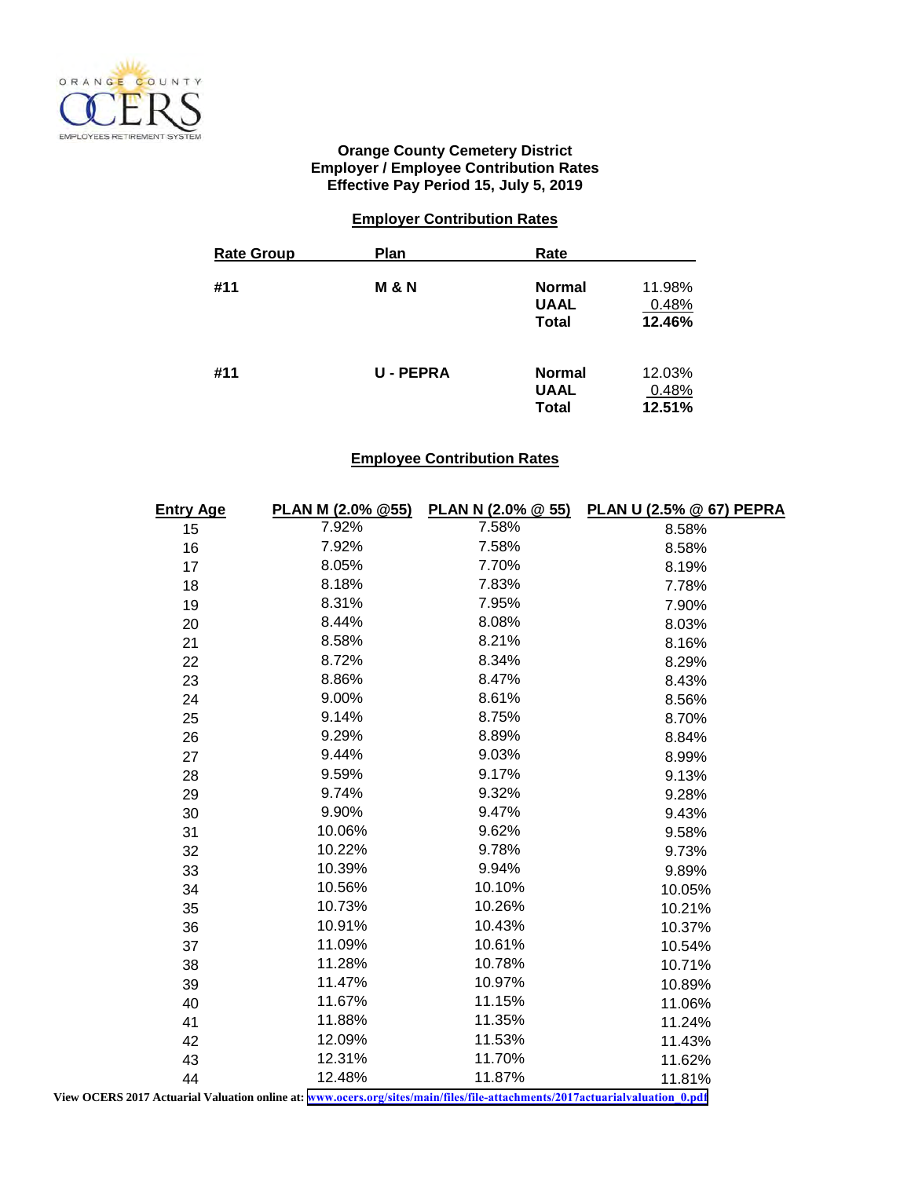ORANGE COUNTY OCERS EMPLOYEES RETIREMENT SYSTEM

**Orange County Cemetery District**
**Employer / Employee Contribution Rates**
**Effective Pay Period 15, July 5, 2019**

## Employer Contribution Rates

| Rate Group | Plan | Rate | |
|---|---|---|---|
| #11 | M & N | Normal | 11.98% |
| | | UAAL | 0.48% |
| | | Total | 12.46% |
| #11 | U - PEPRA | Normal | 12.03% |
| | | UAAL | 0.48% |
| | | Total | 12.51% |

## Employee Contribution Rates

| Entry Age | PLAN M (2.0% @55) | PLAN N (2.0% @ 55) | PLAN U (2.5% @ 67) PEPRA |
|---|---|---|---|
| 15 | 7.92% | 7.58% | 8.58% |
| 16 | 7.92% | 7.58% | 8.58% |
| 17 | 8.05% | 7.70% | 8.19% |
| 18 | 8.18% | 7.83% | 7.78% |
| 19 | 8.31% | 7.95% | 7.90% |
| 20 | 8.44% | 8.08% | 8.03% |
| 21 | 8.58% | 8.21% | 8.16% |
| 22 | 8.72% | 8.34% | 8.29% |
| 23 | 8.86% | 8.47% | 8.43% |
| 24 | 9.00% | 8.61% | 8.56% |
| 25 | 9.14% | 8.75% | 8.70% |
| 26 | 9.29% | 8.89% | 8.84% |
| 27 | 9.44% | 9.03% | 8.99% |
| 28 | 9.59% | 9.17% | 9.13% |
| 29 | 9.74% | 9.32% | 9.28% |
| 30 | 9.90% | 9.47% | 9.43% |
| 31 | 10.06% | 9.62% | 9.58% |
| 32 | 10.22% | 9.78% | 9.73% |
| 33 | 10.39% | 9.94% | 9.89% |
| 34 | 10.56% | 10.10% | 10.05% |
| 35 | 10.73% | 10.26% | 10.21% |
| 36 | 10.91% | 10.43% | 10.37% |
| 37 | 11.09% | 10.61% | 10.54% |
| 38 | 11.28% | 10.78% | 10.71% |
| 39 | 11.47% | 10.97% | 10.89% |
| 40 | 11.67% | 11.15% | 11.06% |
| 41 | 11.88% | 11.35% | 11.24% |
| 42 | 12.09% | 11.53% | 11.43% |
| 43 | 12.31% | 11.70% | 11.62% |
| 44 | 12.48% | 11.87% | 11.81% |

**View OCERS 2017 Actuarial Valuation online at:** www.ocers.org/sites/main/files/file-attachments/2017actuarialvaluation_0.pdf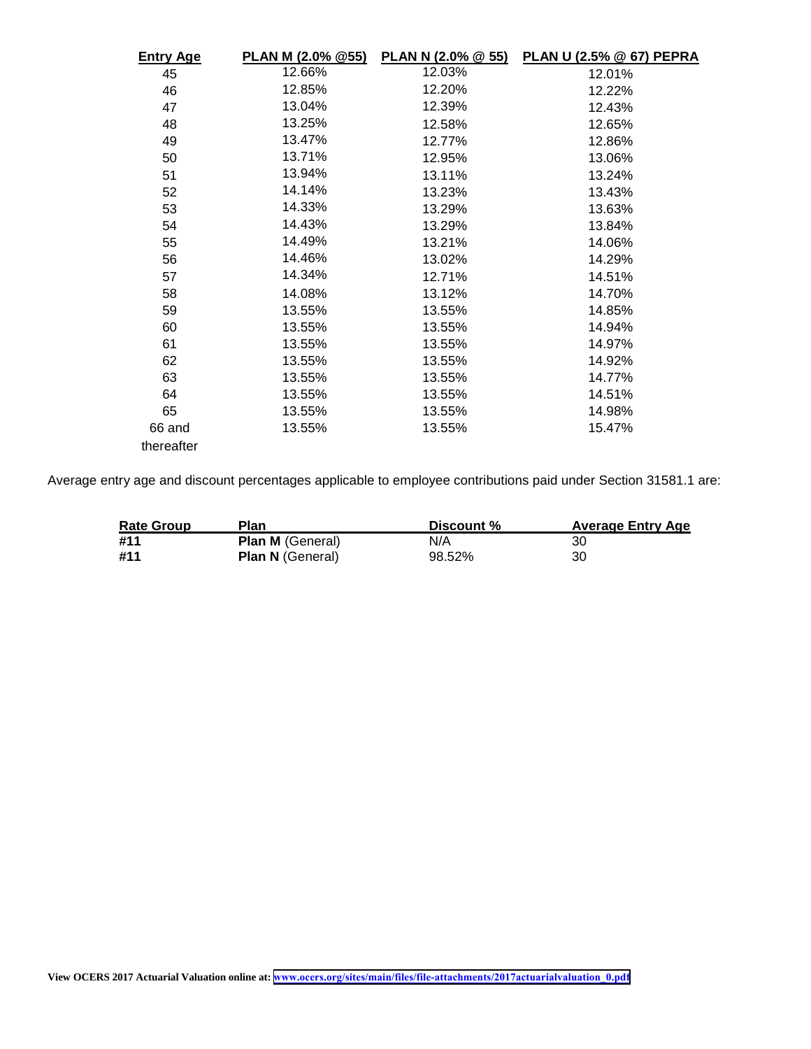| Entry Age | PLAN M (2.0% @55) | PLAN N (2.0% @ 55) | PLAN U (2.5% @ 67) PEPRA |
|---|---|---|---|
| 45 | 12.66% | 12.03% | 12.01% |
| 46 | 12.85% | 12.20% | 12.22% |
| 47 | 13.04% | 12.39% | 12.43% |
| 48 | 13.25% | 12.58% | 12.65% |
| 49 | 13.47% | 12.77% | 12.86% |
| 50 | 13.71% | 12.95% | 13.06% |
| 51 | 13.94% | 13.11% | 13.24% |
| 52 | 14.14% | 13.23% | 13.43% |
| 53 | 14.33% | 13.29% | 13.63% |
| 54 | 14.43% | 13.29% | 13.84% |
| 55 | 14.49% | 13.21% | 14.06% |
| 56 | 14.46% | 13.02% | 14.29% |
| 57 | 14.34% | 12.71% | 14.51% |
| 58 | 14.08% | 13.12% | 14.70% |
| 59 | 13.55% | 13.55% | 14.85% |
| 60 | 13.55% | 13.55% | 14.94% |
| 61 | 13.55% | 13.55% | 14.97% |
| 62 | 13.55% | 13.55% | 14.92% |
| 63 | 13.55% | 13.55% | 14.77% |
| 64 | 13.55% | 13.55% | 14.51% |
| 65 | 13.55% | 13.55% | 14.98% |
| 66 and thereafter | 13.55% | 13.55% | 15.47% |

Average entry age and discount percentages applicable to employee contributions paid under Section 31581.1 are:

| Rate Group | Plan | Discount % | Average Entry Age |
|---|---|---|---|
| **#11** | **Plan M** (General) | N/A | 30 |
| **#11** | **Plan N** (General) | 98.52% | 30 |

**View OCERS 2017 Actuarial Valuation online at:** [www.ocers.org/sites/main/files/file-attachments/2017actuarialvaluation_0.pdf](www.ocers.org/sites/main/files/file-attachments/2017actuarialvaluation_0.pdf)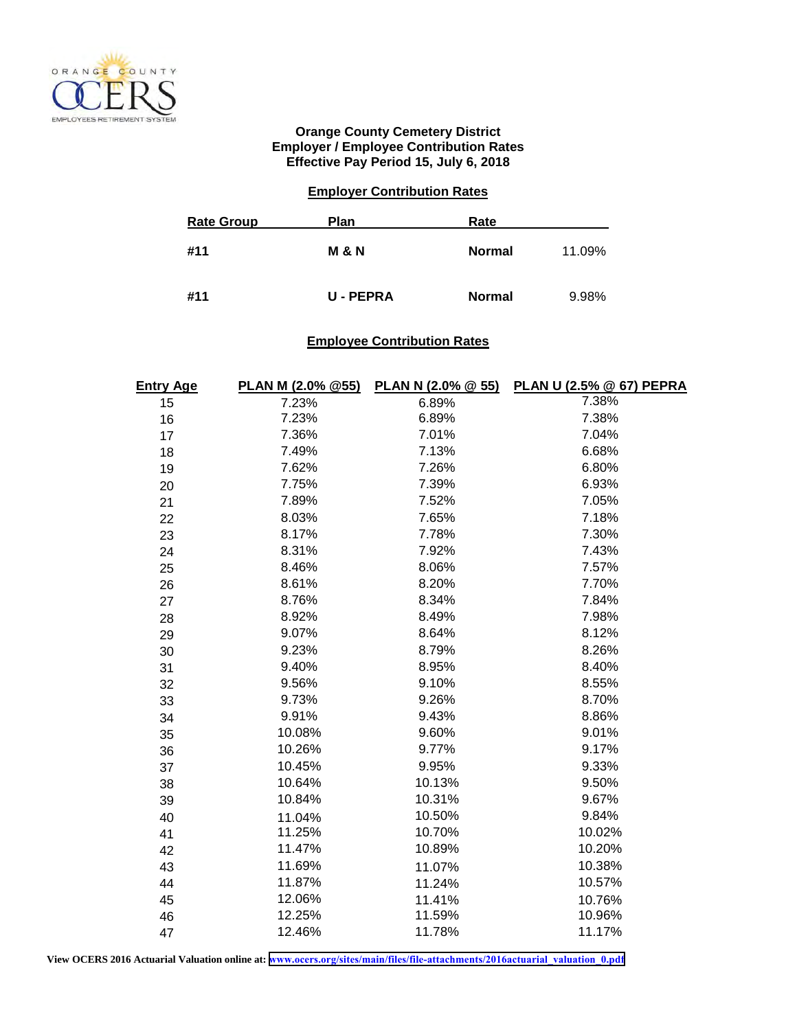ORANGE COUNTY OCERS EMPLOYEES RETIREMENT SYSTEM

**Orange County Cemetery District**
**Employer / Employee Contribution Rates**
**Effective Pay Period 15, July 6, 2018**

## Employer Contribution Rates

| Rate Group | Plan | Rate | |
|---|---|---|---|
| **#11** | **M & N** | **Normal** | 11.09% |
| **#11** | **U - PEPRA** | **Normal** | 9.98% |

## Employee Contribution Rates

| Entry Age | PLAN M (2.0% @55) | PLAN N (2.0% @ 55) | PLAN U (2.5% @ 67) PEPRA |
|---|---|---|---|
| 15 | 7.23% | 6.89% | 7.38% |
| 16 | 7.23% | 6.89% | 7.38% |
| 17 | 7.36% | 7.01% | 7.04% |
| 18 | 7.49% | 7.13% | 6.68% |
| 19 | 7.62% | 7.26% | 6.80% |
| 20 | 7.75% | 7.39% | 6.93% |
| 21 | 7.89% | 7.52% | 7.05% |
| 22 | 8.03% | 7.65% | 7.18% |
| 23 | 8.17% | 7.78% | 7.30% |
| 24 | 8.31% | 7.92% | 7.43% |
| 25 | 8.46% | 8.06% | 7.57% |
| 26 | 8.61% | 8.20% | 7.70% |
| 27 | 8.76% | 8.34% | 7.84% |
| 28 | 8.92% | 8.49% | 7.98% |
| 29 | 9.07% | 8.64% | 8.12% |
| 30 | 9.23% | 8.79% | 8.26% |
| 31 | 9.40% | 8.95% | 8.40% |
| 32 | 9.56% | 9.10% | 8.55% |
| 33 | 9.73% | 9.26% | 8.70% |
| 34 | 9.91% | 9.43% | 8.86% |
| 35 | 10.08% | 9.60% | 9.01% |
| 36 | 10.26% | 9.77% | 9.17% |
| 37 | 10.45% | 9.95% | 9.33% |
| 38 | 10.64% | 10.13% | 9.50% |
| 39 | 10.84% | 10.31% | 9.67% |
| 40 | 11.04% | 10.50% | 9.84% |
| 41 | 11.25% | 10.70% | 10.02% |
| 42 | 11.47% | 10.89% | 10.20% |
| 43 | 11.69% | 11.07% | 10.38% |
| 44 | 11.87% | 11.24% | 10.57% |
| 45 | 12.06% | 11.41% | 10.76% |
| 46 | 12.25% | 11.59% | 10.96% |
| 47 | 12.46% | 11.78% | 11.17% |

**View OCERS 2016 Actuarial Valuation online at:** www.ocers.org/sites/main/files/file-attachments/2016actuarial_valuation_0.pdf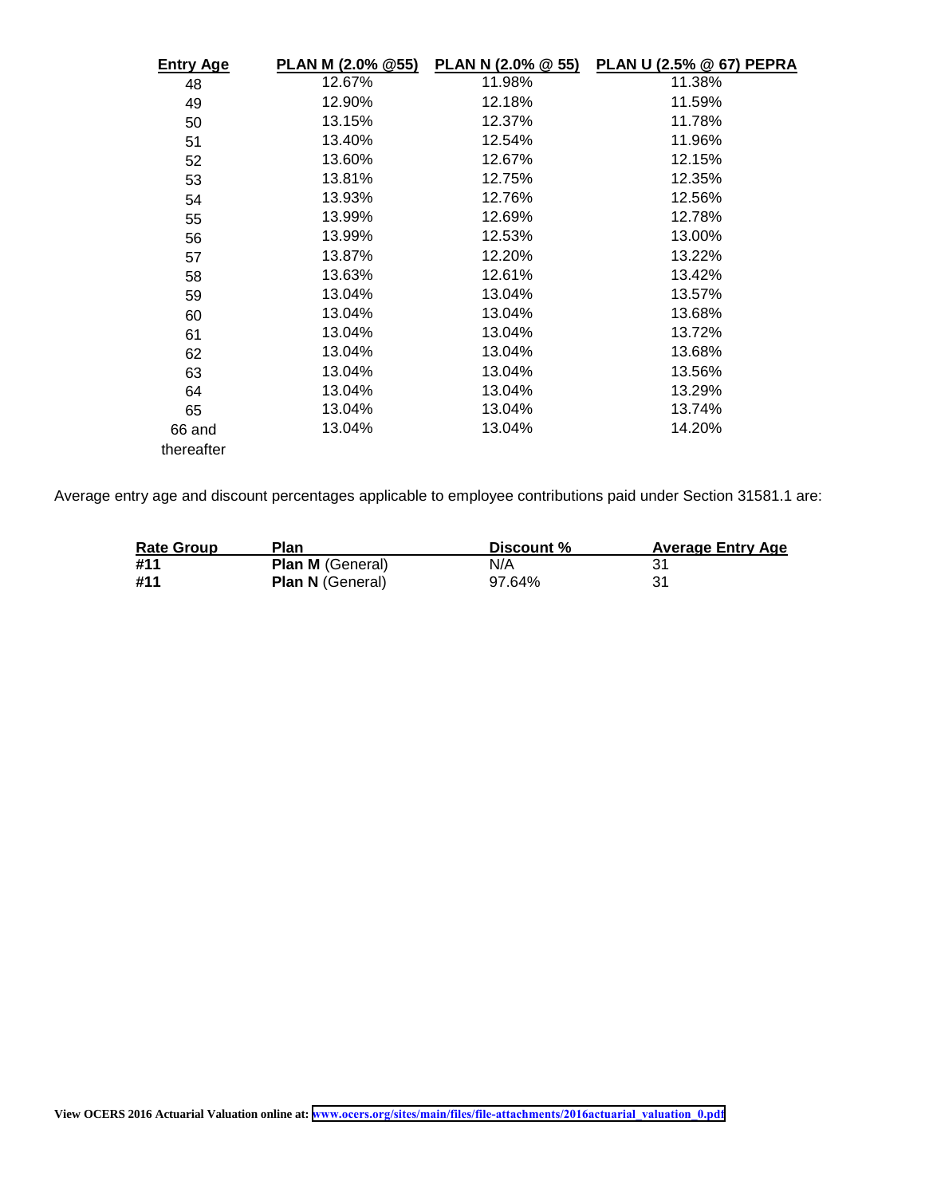| Entry Age | PLAN M (2.0% @55) | PLAN N (2.0% @ 55) | PLAN U (2.5% @ 67) PEPRA |
|---|---|---|---|
| 48 | 12.67% | 11.98% | 11.38% |
| 49 | 12.90% | 12.18% | 11.59% |
| 50 | 13.15% | 12.37% | 11.78% |
| 51 | 13.40% | 12.54% | 11.96% |
| 52 | 13.60% | 12.67% | 12.15% |
| 53 | 13.81% | 12.75% | 12.35% |
| 54 | 13.93% | 12.76% | 12.56% |
| 55 | 13.99% | 12.69% | 12.78% |
| 56 | 13.99% | 12.53% | 13.00% |
| 57 | 13.87% | 12.20% | 13.22% |
| 58 | 13.63% | 12.61% | 13.42% |
| 59 | 13.04% | 13.04% | 13.57% |
| 60 | 13.04% | 13.04% | 13.68% |
| 61 | 13.04% | 13.04% | 13.72% |
| 62 | 13.04% | 13.04% | 13.68% |
| 63 | 13.04% | 13.04% | 13.56% |
| 64 | 13.04% | 13.04% | 13.29% |
| 65 | 13.04% | 13.04% | 13.74% |
| 66 and thereafter | 13.04% | 13.04% | 14.20% |

Average entry age and discount percentages applicable to employee contributions paid under Section 31581.1 are:

| Rate Group | Plan | Discount % | Average Entry Age |
|---|---|---|---|
| **#11** | **Plan M** (General) | N/A | 31 |
| **#11** | **Plan N** (General) | 97.64% | 31 |

**View OCERS 2016 Actuarial Valuation online at:** www.ocers.org/sites/main/files/file-attachments/2016actuarial_valuation_0.pdf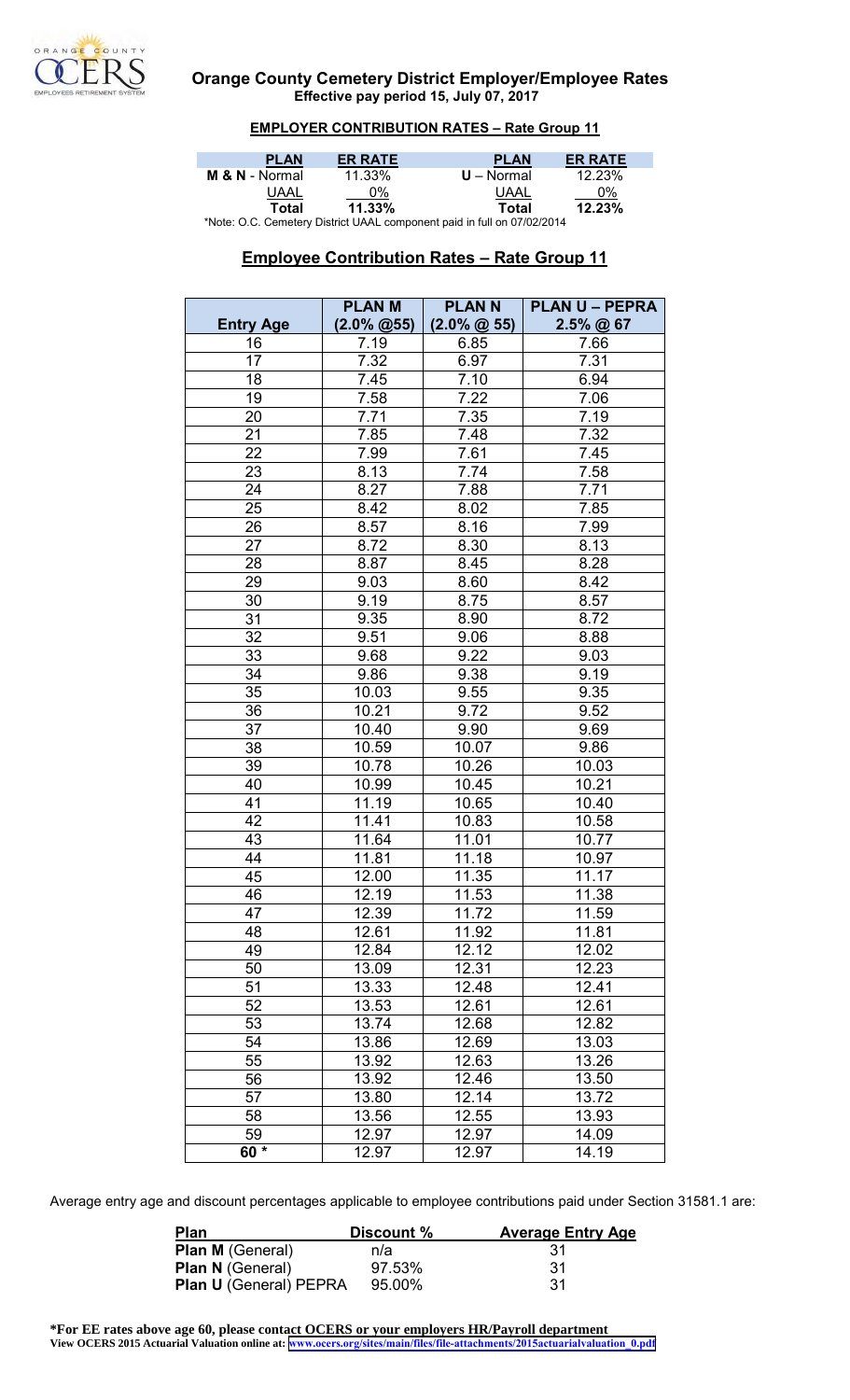# Orange County Cemetery District Employer/Employee Rates

**Effective pay period 15, July 07, 2017**

## EMPLOYER CONTRIBUTION RATES – Rate Group 11

| PLAN | ER RATE | PLAN | ER RATE |
|---|---|---|---|
| **M & N** - Normal | 11.33% | **U** – Normal | 12.23% |
| UAAL | 0% | UAAL | 0% |
| **Total** | **11.33%** | **Total** | **12.23%** |

*Note: O.C. Cemetery District UAAL component paid in full on 07/02/2014

## Employee Contribution Rates – Rate Group 11

| Entry Age | PLAN M (2.0% @55) | PLAN N (2.0% @ 55) | PLAN U – PEPRA 2.5% @ 67 |
|---|---|---|---|
| 16 | 7.19 | 6.85 | 7.66 |
| 17 | 7.32 | 6.97 | 7.31 |
| 18 | 7.45 | 7.10 | 6.94 |
| 19 | 7.58 | 7.22 | 7.06 |
| 20 | 7.71 | 7.35 | 7.19 |
| 21 | 7.85 | 7.48 | 7.32 |
| 22 | 7.99 | 7.61 | 7.45 |
| 23 | 8.13 | 7.74 | 7.58 |
| 24 | 8.27 | 7.88 | 7.71 |
| 25 | 8.42 | 8.02 | 7.85 |
| 26 | 8.57 | 8.16 | 7.99 |
| 27 | 8.72 | 8.30 | 8.13 |
| 28 | 8.87 | 8.45 | 8.28 |
| 29 | 9.03 | 8.60 | 8.42 |
| 30 | 9.19 | 8.75 | 8.57 |
| 31 | 9.35 | 8.90 | 8.72 |
| 32 | 9.51 | 9.06 | 8.88 |
| 33 | 9.68 | 9.22 | 9.03 |
| 34 | 9.86 | 9.38 | 9.19 |
| 35 | 10.03 | 9.55 | 9.35 |
| 36 | 10.21 | 9.72 | 9.52 |
| 37 | 10.40 | 9.90 | 9.69 |
| 38 | 10.59 | 10.07 | 9.86 |
| 39 | 10.78 | 10.26 | 10.03 |
| 40 | 10.99 | 10.45 | 10.21 |
| 41 | 11.19 | 10.65 | 10.40 |
| 42 | 11.41 | 10.83 | 10.58 |
| 43 | 11.64 | 11.01 | 10.77 |
| 44 | 11.81 | 11.18 | 10.97 |
| 45 | 12.00 | 11.35 | 11.17 |
| 46 | 12.19 | 11.53 | 11.38 |
| 47 | 12.39 | 11.72 | 11.59 |
| 48 | 12.61 | 11.92 | 11.81 |
| 49 | 12.84 | 12.12 | 12.02 |
| 50 | 13.09 | 12.31 | 12.23 |
| 51 | 13.33 | 12.48 | 12.41 |
| 52 | 13.53 | 12.61 | 12.61 |
| 53 | 13.74 | 12.68 | 12.82 |
| 54 | 13.86 | 12.69 | 13.03 |
| 55 | 13.92 | 12.63 | 13.26 |
| 56 | 13.92 | 12.46 | 13.50 |
| 57 | 13.80 | 12.14 | 13.72 |
| 58 | 13.56 | 12.55 | 13.93 |
| 59 | 12.97 | 12.97 | 14.09 |
| 60 * | 12.97 | 12.97 | 14.19 |

Average entry age and discount percentages applicable to employee contributions paid under Section 31581.1 are:

| Plan | Discount % | Average Entry Age |
|---|---|---|
| **Plan M** (General) | n/a | 31 |
| **Plan N** (General) | 97.53% | 31 |
| **Plan U** (General) PEPRA | 95.00% | 31 |

**\*For EE rates above age 60, please contact OCERS or your employers HR/Payroll department**

**View OCERS 2015 Actuarial Valuation online at: www.ocers.org/sites/main/files/file-attachments/2015actuarialvaluation_0.pdf**